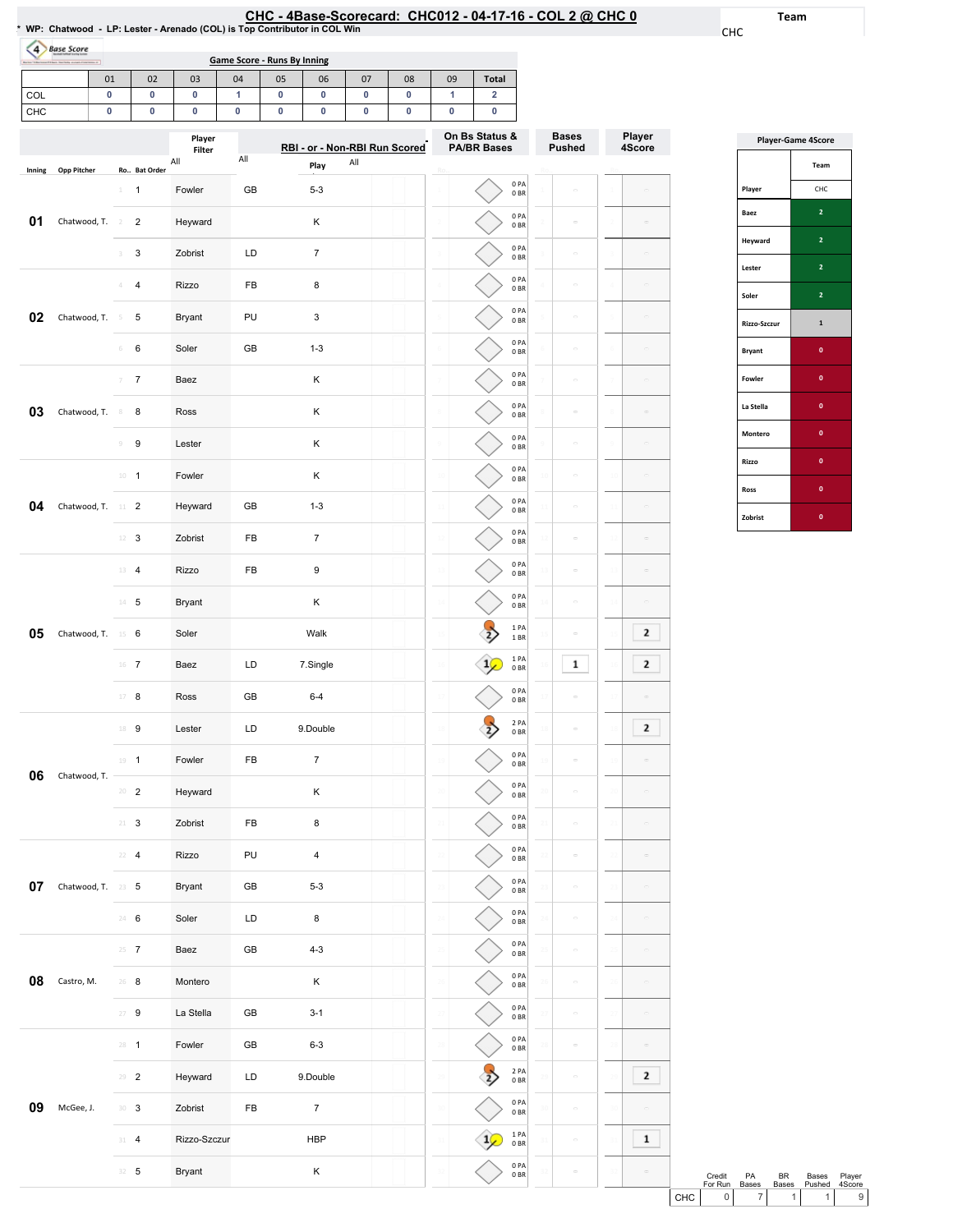# CHC - 4Base-Scorecard: CHC012 - 04-17-16 - COL 2 @ CHC 0

* WP: Chatwood - LP: Lester - Arenado (COL) is Top Contributor in COL Win

Team: CHC

## Game Score - Runs By Inning

| | 01 | 02 | 03 | 04 | 05 | 06 | 07 | 08 | 09 | Total |
|---|---|---|---|---|---|---|---|---|---|---|
| COL | 0 | 0 | 0 | 1 | 0 | 0 | 0 | 0 | 1 | 2 |
| CHC | 0 | 0 | 0 | 0 | 0 | 0 | 0 | 0 | 0 | 0 |

| Inning | Opp Pitcher | Ro.. | Bat Order | Player | | Play | On Bs Status & PA/BR Bases | Bases Pushed | Player 4Score |
|---|---|---|---|---|---|---|---|---|---|
| 01 | Chatwood, T. | 1 | 1 | Fowler | GB | 5-3 | 0 PA 0 BR | | |
| | | 2 | 2 | Heyward | | K | 0 PA 0 BR | | |
| | | 3 | 3 | Zobrist | LD | 7 | 0 PA 0 BR | | |
| 02 | Chatwood, T. | 4 | 4 | Rizzo | FB | 8 | 0 PA 0 BR | | |
| | | 5 | 5 | Bryant | PU | 3 | 0 PA 0 BR | | |
| | | 6 | 6 | Soler | GB | 1-3 | 0 PA 0 BR | | |
| 03 | Chatwood, T. | 7 | 7 | Baez | | K | 0 PA 0 BR | | |
| | | 8 | 8 | Ross | | K | 0 PA 0 BR | | |
| | | 9 | 9 | Lester | | K | 0 PA 0 BR | | |
| 04 | Chatwood, T. | 10 | 1 | Fowler | | K | 0 PA 0 BR | | |
| | | 11 | 2 | Heyward | GB | 1-3 | 0 PA 0 BR | | |
| | | 12 | 3 | Zobrist | FB | 7 | 0 PA 0 BR | | |
| 05 | Chatwood, T. | 13 | 4 | Rizzo | FB | 9 | 0 PA 0 BR | | |
| | | 14 | 5 | Bryant | | K | 0 PA 0 BR | | |
| | | 15 | 6 | Soler | | Walk | 1 PA 1 BR | | 2 |
| | | 16 | 7 | Baez | LD | 7.Single | 1 PA 0 BR | 1 | 2 |
| | | 17 | 8 | Ross | GB | 6-4 | 0 PA 0 BR | | |
| 06 | Chatwood, T. | 18 | 9 | Lester | LD | 9.Double | 2 PA 0 BR | | 2 |
| | | 19 | 1 | Fowler | FB | 7 | 0 PA 0 BR | | |
| | | 20 | 2 | Heyward | | K | 0 PA 0 BR | | |
| | | 21 | 3 | Zobrist | FB | 8 | 0 PA 0 BR | | |
| 07 | Chatwood, T. | 22 | 4 | Rizzo | PU | 4 | 0 PA 0 BR | | |
| | | 23 | 5 | Bryant | GB | 5-3 | 0 PA 0 BR | | |
| | | 24 | 6 | Soler | LD | 8 | 0 PA 0 BR | | |
| 08 | Castro, M. | 25 | 7 | Baez | GB | 4-3 | 0 PA 0 BR | | |
| | | 26 | 8 | Montero | | K | 0 PA 0 BR | | |
| | | 27 | 9 | La Stella | GB | 3-1 | 0 PA 0 BR | | |
| 09 | McGee, J. | 28 | 1 | Fowler | GB | 6-3 | 0 PA 0 BR | | |
| | | 29 | 2 | Heyward | LD | 9.Double | 2 PA 0 BR | | 2 |
| | | 30 | 3 | Zobrist | FB | 7 | 0 PA 0 BR | | |
| | | 31 | 4 | Rizzo-Szczur | | HBP | 1 PA 0 BR | | 1 |
| | | 32 | 5 | Bryant | | K | 0 PA 0 BR | | |

## Player-Game 4Score

| Player | Team CHC |
|---|---|
| Baez | 2 |
| Heyward | 2 |
| Lester | 2 |
| Soler | 2 |
| Rizzo-Szczur | 1 |
| Bryant | 0 |
| Fowler | 0 |
| La Stella | 0 |
| Montero | 0 |
| Rizzo | 0 |
| Ross | 0 |
| Zobrist | 0 |

| | Credit For Run | PA Bases | BR Bases | Bases Pushed | Player 4Score |
|---|---|---|---|---|---|
| CHC | 0 | 7 | 1 | 1 | 9 |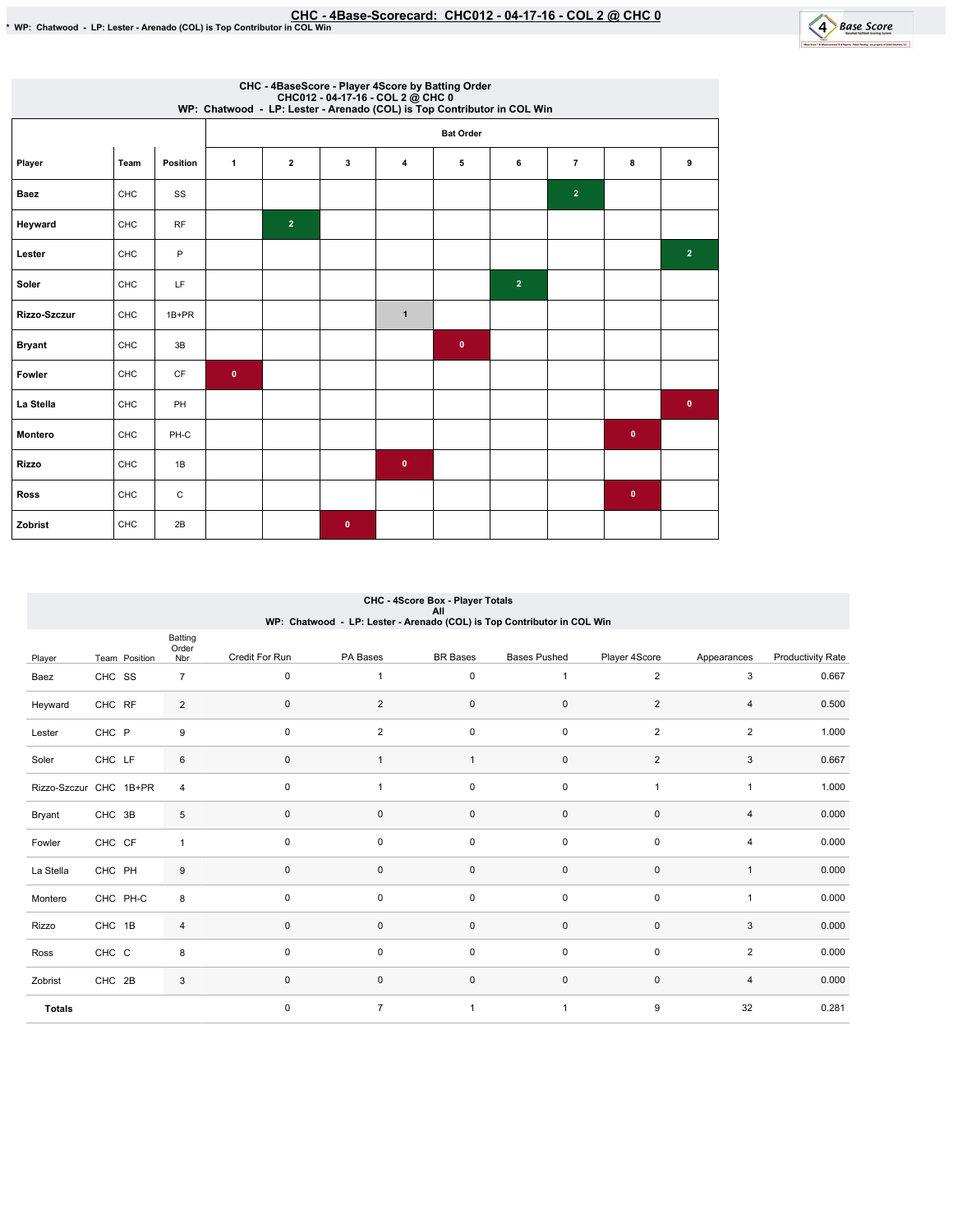# CHC - 4Base-Scorecard: CHC012 - 04-17-16 - COL 2 @ CHC 0

* WP: Chatwood - LP: Lester - Arenado (COL) is Top Contributor in COL Win

## CHC - 4BaseScore - Player 4Score by Batting Order
CHC012 - 04-17-16 - COL 2 @ CHC 0
WP: Chatwood - LP: Lester - Arenado (COL) is Top Contributor in COL Win

| Player | Team | Position | Bat Order 1 | 2 | 3 | 4 | 5 | 6 | 7 | 8 | 9 |
|---|---|---|---|---|---|---|---|---|---|---|---|
| Baez | CHC | SS | | | | | | | 2 | | |
| Heyward | CHC | RF | | 2 | | | | | | | |
| Lester | CHC | P | | | | | | | | | 2 |
| Soler | CHC | LF | | | | | | 2 | | | |
| Rizzo-Szczur | CHC | 1B+PR | | | | 1 | | | | | |
| Bryant | CHC | 3B | | | | | 0 | | | | |
| Fowler | CHC | CF | 0 | | | | | | | | |
| La Stella | CHC | PH | | | | | | | | | 0 |
| Montero | CHC | PH-C | | | | | | | | 0 | |
| Rizzo | CHC | 1B | | | | 0 | | | | | |
| Ross | CHC | C | | | | | | | | 0 | |
| Zobrist | CHC | 2B | | | 0 | | | | | | |

## CHC - 4Score Box - Player Totals
All
WP: Chatwood - LP: Lester - Arenado (COL) is Top Contributor in COL Win

| Player | Team | Position | Batting Order Nbr | Credit For Run | PA Bases | BR Bases | Bases Pushed | Player 4Score | Appearances | Productivity Rate |
|---|---|---|---|---|---|---|---|---|---|---|
| Baez | CHC | SS | 7 | 0 | 1 | 0 | 1 | 2 | 3 | 0.667 |
| Heyward | CHC | RF | 2 | 0 | 2 | 0 | 0 | 2 | 4 | 0.500 |
| Lester | CHC | P | 9 | 0 | 2 | 0 | 0 | 2 | 2 | 1.000 |
| Soler | CHC | LF | 6 | 0 | 1 | 1 | 0 | 2 | 3 | 0.667 |
| Rizzo-Szczur | CHC | 1B+PR | 4 | 0 | 1 | 0 | 0 | 1 | 1 | 1.000 |
| Bryant | CHC | 3B | 5 | 0 | 0 | 0 | 0 | 0 | 4 | 0.000 |
| Fowler | CHC | CF | 1 | 0 | 0 | 0 | 0 | 0 | 4 | 0.000 |
| La Stella | CHC | PH | 9 | 0 | 0 | 0 | 0 | 0 | 1 | 0.000 |
| Montero | CHC | PH-C | 8 | 0 | 0 | 0 | 0 | 0 | 1 | 0.000 |
| Rizzo | CHC | 1B | 4 | 0 | 0 | 0 | 0 | 0 | 3 | 0.000 |
| Ross | CHC | C | 8 | 0 | 0 | 0 | 0 | 0 | 2 | 0.000 |
| Zobrist | CHC | 2B | 3 | 0 | 0 | 0 | 0 | 0 | 4 | 0.000 |
| **Totals** | | | | 0 | 7 | 1 | 1 | 9 | 32 | 0.281 |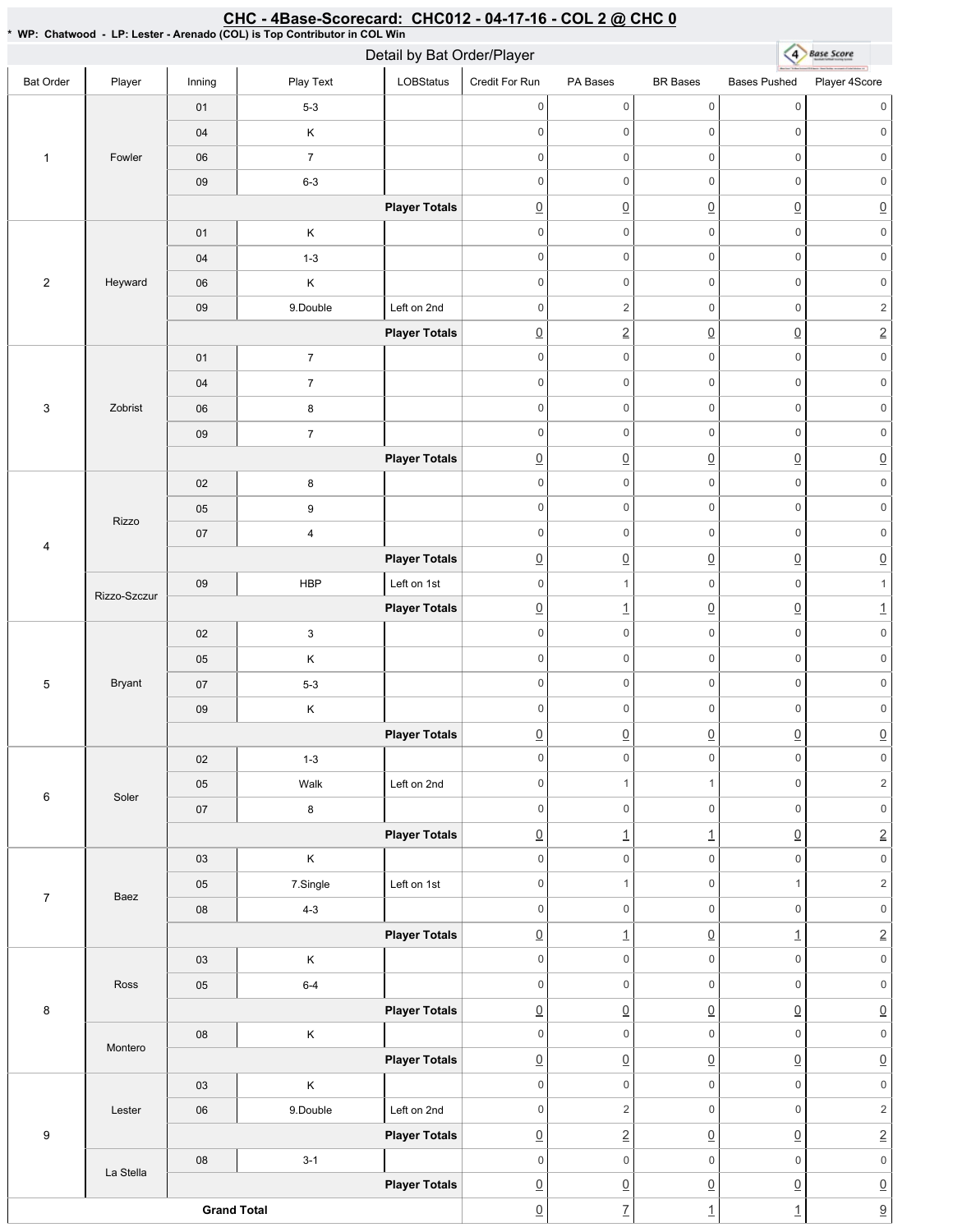# CHC - 4Base-Scorecard: CHC012 - 04-17-16 - COL 2 @ CHC 0

**\* WP: Chatwood - LP: Lester - Arenado (COL) is Top Contributor in COL Win**

## Detail by Bat Order/Player

| Bat Order | Player | Inning | Play Text | LOBStatus | Credit For Run | PA Bases | BR Bases | Bases Pushed | Player 4Score |
|---|---|---|---|---|---|---|---|---|---|
| 1 | Fowler | 01 | 5-3 | | 0 | 0 | 0 | 0 | 0 |
| | | 04 | K | | 0 | 0 | 0 | 0 | 0 |
| | | 06 | 7 | | 0 | 0 | 0 | 0 | 0 |
| | | 09 | 6-3 | | 0 | 0 | 0 | 0 | 0 |
| | | | | **Player Totals** | 0 | 0 | 0 | 0 | 0 |
| 2 | Heyward | 01 | K | | 0 | 0 | 0 | 0 | 0 |
| | | 04 | 1-3 | | 0 | 0 | 0 | 0 | 0 |
| | | 06 | K | | 0 | 0 | 0 | 0 | 0 |
| | | 09 | 9.Double | Left on 2nd | 0 | 2 | 0 | 0 | 2 |
| | | | | **Player Totals** | 0 | 2 | 0 | 0 | 2 |
| 3 | Zobrist | 01 | 7 | | 0 | 0 | 0 | 0 | 0 |
| | | 04 | 7 | | 0 | 0 | 0 | 0 | 0 |
| | | 06 | 8 | | 0 | 0 | 0 | 0 | 0 |
| | | 09 | 7 | | 0 | 0 | 0 | 0 | 0 |
| | | | | **Player Totals** | 0 | 0 | 0 | 0 | 0 |
| 4 | Rizzo | 02 | 8 | | 0 | 0 | 0 | 0 | 0 |
| | | 05 | 9 | | 0 | 0 | 0 | 0 | 0 |
| | | 07 | 4 | | 0 | 0 | 0 | 0 | 0 |
| | | | | **Player Totals** | 0 | 0 | 0 | 0 | 0 |
| | Rizzo-Szczur | 09 | HBP | Left on 1st | 0 | 1 | 0 | 0 | 1 |
| | | | | **Player Totals** | 0 | 1 | 0 | 0 | 1 |
| 5 | Bryant | 02 | 3 | | 0 | 0 | 0 | 0 | 0 |
| | | 05 | K | | 0 | 0 | 0 | 0 | 0 |
| | | 07 | 5-3 | | 0 | 0 | 0 | 0 | 0 |
| | | 09 | K | | 0 | 0 | 0 | 0 | 0 |
| | | | | **Player Totals** | 0 | 0 | 0 | 0 | 0 |
| 6 | Soler | 02 | 1-3 | | 0 | 0 | 0 | 0 | 0 |
| | | 05 | Walk | Left on 2nd | 0 | 1 | 1 | 0 | 2 |
| | | 07 | 8 | | 0 | 0 | 0 | 0 | 0 |
| | | | | **Player Totals** | 0 | 1 | 1 | 0 | 2 |
| 7 | Baez | 03 | K | | 0 | 0 | 0 | 0 | 0 |
| | | 05 | 7.Single | Left on 1st | 0 | 1 | 0 | 1 | 2 |
| | | 08 | 4-3 | | 0 | 0 | 0 | 0 | 0 |
| | | | | **Player Totals** | 0 | 1 | 0 | 1 | 2 |
| 8 | Ross | 03 | K | | 0 | 0 | 0 | 0 | 0 |
| | | 05 | 6-4 | | 0 | 0 | 0 | 0 | 0 |
| | | | | **Player Totals** | 0 | 0 | 0 | 0 | 0 |
| | Montero | 08 | K | | 0 | 0 | 0 | 0 | 0 |
| | | | | **Player Totals** | 0 | 0 | 0 | 0 | 0 |
| 9 | Lester | 03 | K | | 0 | 0 | 0 | 0 | 0 |
| | | 06 | 9.Double | Left on 2nd | 0 | 2 | 0 | 0 | 2 |
| | | | | **Player Totals** | 0 | 2 | 0 | 0 | 2 |
| | La Stella | 08 | 3-1 | | 0 | 0 | 0 | 0 | 0 |
| | | | | **Player Totals** | 0 | 0 | 0 | 0 | 0 |
| **Grand Total** | | | | | 0 | 7 | 1 | 1 | 9 |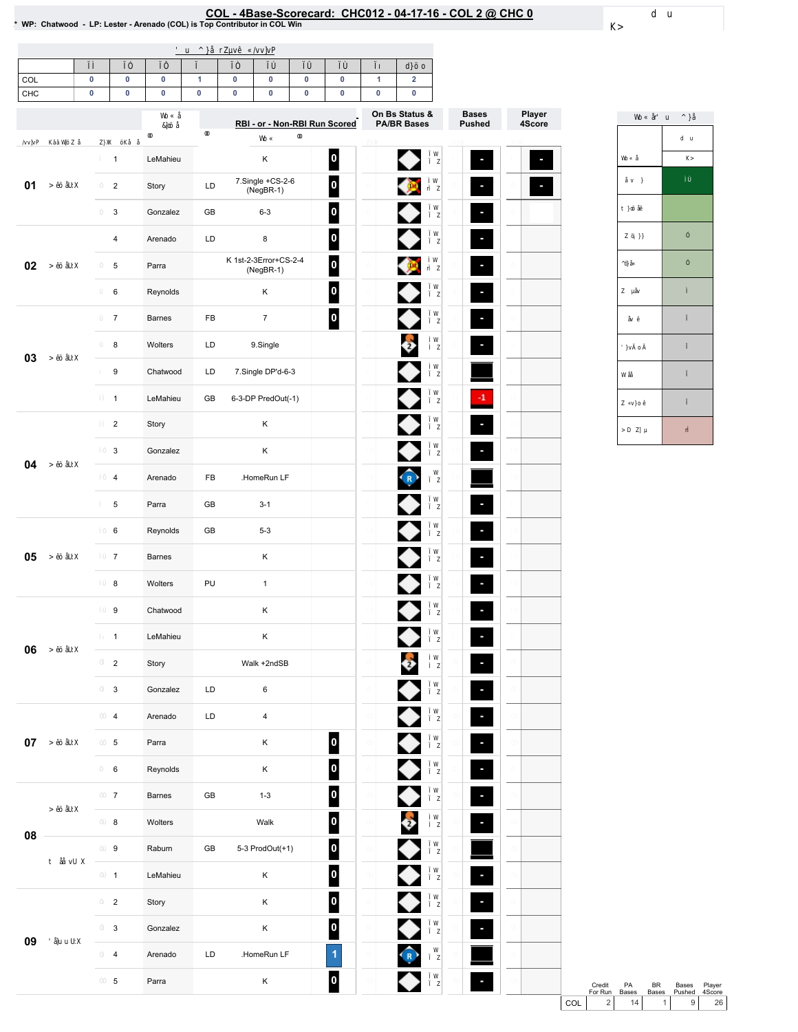# COL - 4Base-Scorecard: CHC012 - 04-17-16 - COL 2 @ CHC 0

* WP: Chatwood - LP: Lester - Arenado (COL) is Top Contributor in COL Win

| | 01 | 02 | 03 | 04 | 05 | 06 | 07 | 08 | 09 | Total |
|---|---|---|---|---|---|---|---|---|---|---|
| COL | 0 | 0 | 0 | 1 | 0 | 0 | 0 | 0 | 1 | 2 |
| CHC | 0 | 0 | 0 | 0 | 0 | 0 | 0 | 0 | 0 | 0 |

| Inning | # | Batter | | RBI - or - Non-RBI Run Scored | | On Bs Status & PA/BR Bases | Bases Pushed | Player 4Score |
|---|---|---|---|---|---|---|---|---|
| 01 | 1 | LeMahieu | | K | 0 | | - | - |
| | 2 | Story | LD | 7.Single +CS-2-6 (NegBR-1) | 0 | | - | - |
| | 3 | Gonzalez | GB | 6-3 | 0 | | - | |
| 02 | 4 | Arenado | LD | 8 | 0 | | - | |
| | 5 | Parra | | K 1st-2-3Error+CS-2-4 (NegBR-1) | 0 | | - | |
| | 6 | Reynolds | | K | 0 | | - | |
| 03 | 7 | Barnes | FB | 7 | 0 | | - | |
| | 8 | Wolters | LD | 9.Single | | 2 | - | |
| | 9 | Chatwood | LD | 7.Single DP'd-6-3 | | | | |
| | 1 | LeMahieu | GB | 6-3-DP PredOut(-1) | | | -1 | |
| 04 | 2 | Story | | K | | | - | |
| | 3 | Gonzalez | | K | | | - | |
| | 4 | Arenado | FB | .HomeRun LF | | R | | |
| | 5 | Parra | GB | 3-1 | | | - | |
| 05 | 6 | Reynolds | GB | 5-3 | | | - | |
| | 7 | Barnes | | K | | | - | |
| | 8 | Wolters | PU | 1 | | | - | |
| 06 | 9 | Chatwood | | K | | | - | |
| | 1 | LeMahieu | | K | | | - | |
| | 2 | Story | | Walk +2ndSB | | 2 | - | |
| | 3 | Gonzalez | LD | 6 | | | - | |
| 07 | 4 | Arenado | LD | 4 | | | - | |
| | 5 | Parra | | K | 0 | | - | |
| | 6 | Reynolds | | K | 0 | | - | |
| 08 | 7 | Barnes | GB | 1-3 | 0 | | - | |
| | 8 | Wolters | | Walk | 0 | 2 | - | |
| | 9 | Raburn | GB | 5-3 ProdOut(+1) | 0 | | | |
| | 1 | LeMahieu | | K | 0 | | - | |
| 09 | 2 | Story | | K | 0 | | - | |
| | 3 | Gonzalez | | K | 0 | | - | |
| | 4 | Arenado | LD | .HomeRun LF | 1 | R | | |
| | 5 | Parra | | K | 0 | | - | |

| | Credit For Run | PA Bases | BR Bases | Bases Pushed | Player 4Score |
|---|---|---|---|---|---|
| COL | 2 | 14 | 1 | 9 | 26 |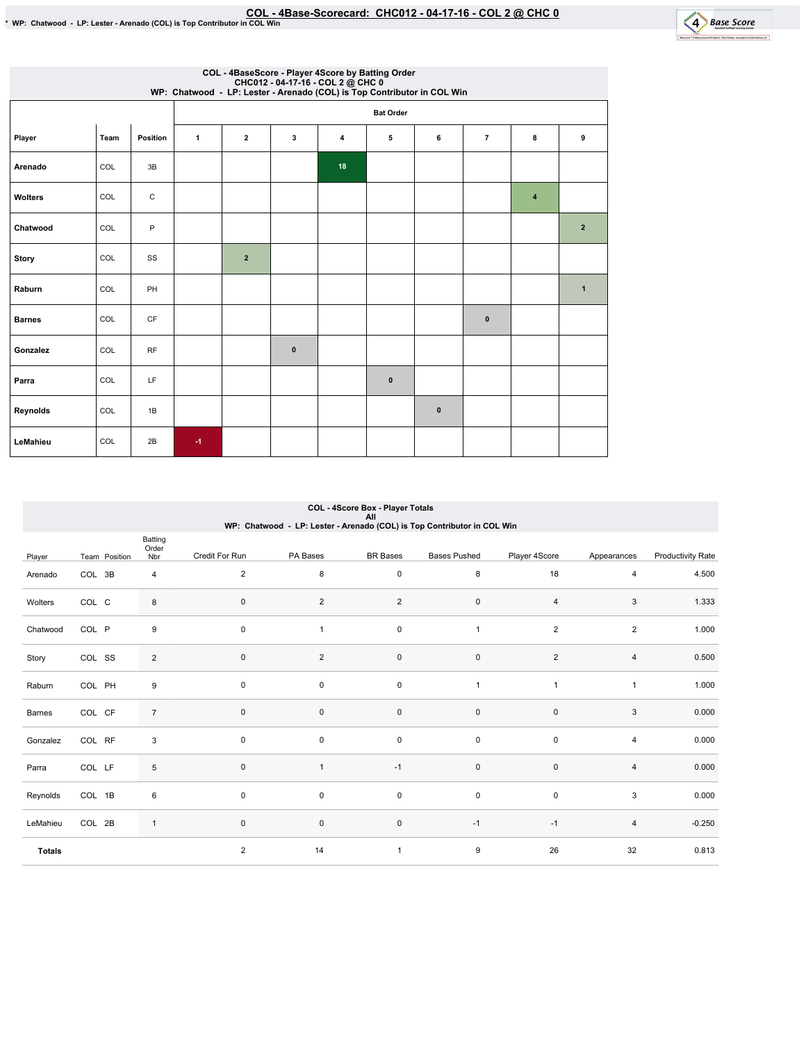# COL - 4Base-Scorecard: CHC012 - 04-17-16 - COL 2 @ CHC 0

* WP: Chatwood - LP: Lester - Arenado (COL) is Top Contributor in COL Win

## COL - 4BaseScore - Player 4Score by Batting Order
CHC012 - 04-17-16 - COL 2 @ CHC 0
WP: Chatwood - LP: Lester - Arenado (COL) is Top Contributor in COL Win

| Player | Team | Position | Bat Order 1 | 2 | 3 | 4 | 5 | 6 | 7 | 8 | 9 |
|---|---|---|---|---|---|---|---|---|---|---|---|
| Arenado | COL | 3B | | | | 18 | | | | | |
| Wolters | COL | C | | | | | | | | 4 | |
| Chatwood | COL | P | | | | | | | | | 2 |
| Story | COL | SS | | 2 | | | | | | | |
| Raburn | COL | PH | | | | | | | | | 1 |
| Barnes | COL | CF | | | | | | | 0 | | |
| Gonzalez | COL | RF | | | 0 | | | | | | |
| Parra | COL | LF | | | | | 0 | | | | |
| Reynolds | COL | 1B | | | | | | 0 | | | |
| LeMahieu | COL | 2B | -1 | | | | | | | | |

## COL - 4Score Box - Player Totals
All
WP: Chatwood - LP: Lester - Arenado (COL) is Top Contributor in COL Win

| Player | Team | Position | Batting Order Nbr | Credit For Run | PA Bases | BR Bases | Bases Pushed | Player 4Score | Appearances | Productivity Rate |
|---|---|---|---|---|---|---|---|---|---|---|
| Arenado | COL | 3B | 4 | 2 | 8 | 0 | 8 | 18 | 4 | 4.500 |
| Wolters | COL | C | 8 | 0 | 2 | 2 | 0 | 4 | 3 | 1.333 |
| Chatwood | COL | P | 9 | 0 | 1 | 0 | 1 | 2 | 2 | 1.000 |
| Story | COL | SS | 2 | 0 | 2 | 0 | 0 | 2 | 4 | 0.500 |
| Raburn | COL | PH | 9 | 0 | 0 | 0 | 1 | 1 | 1 | 1.000 |
| Barnes | COL | CF | 7 | 0 | 0 | 0 | 0 | 0 | 3 | 0.000 |
| Gonzalez | COL | RF | 3 | 0 | 0 | 0 | 0 | 0 | 4 | 0.000 |
| Parra | COL | LF | 5 | 0 | 1 | -1 | 0 | 0 | 4 | 0.000 |
| Reynolds | COL | 1B | 6 | 0 | 0 | 0 | 0 | 0 | 3 | 0.000 |
| LeMahieu | COL | 2B | 1 | 0 | 0 | 0 | -1 | -1 | 4 | -0.250 |
| **Totals** | | | | 2 | 14 | 1 | 9 | 26 | 32 | 0.813 |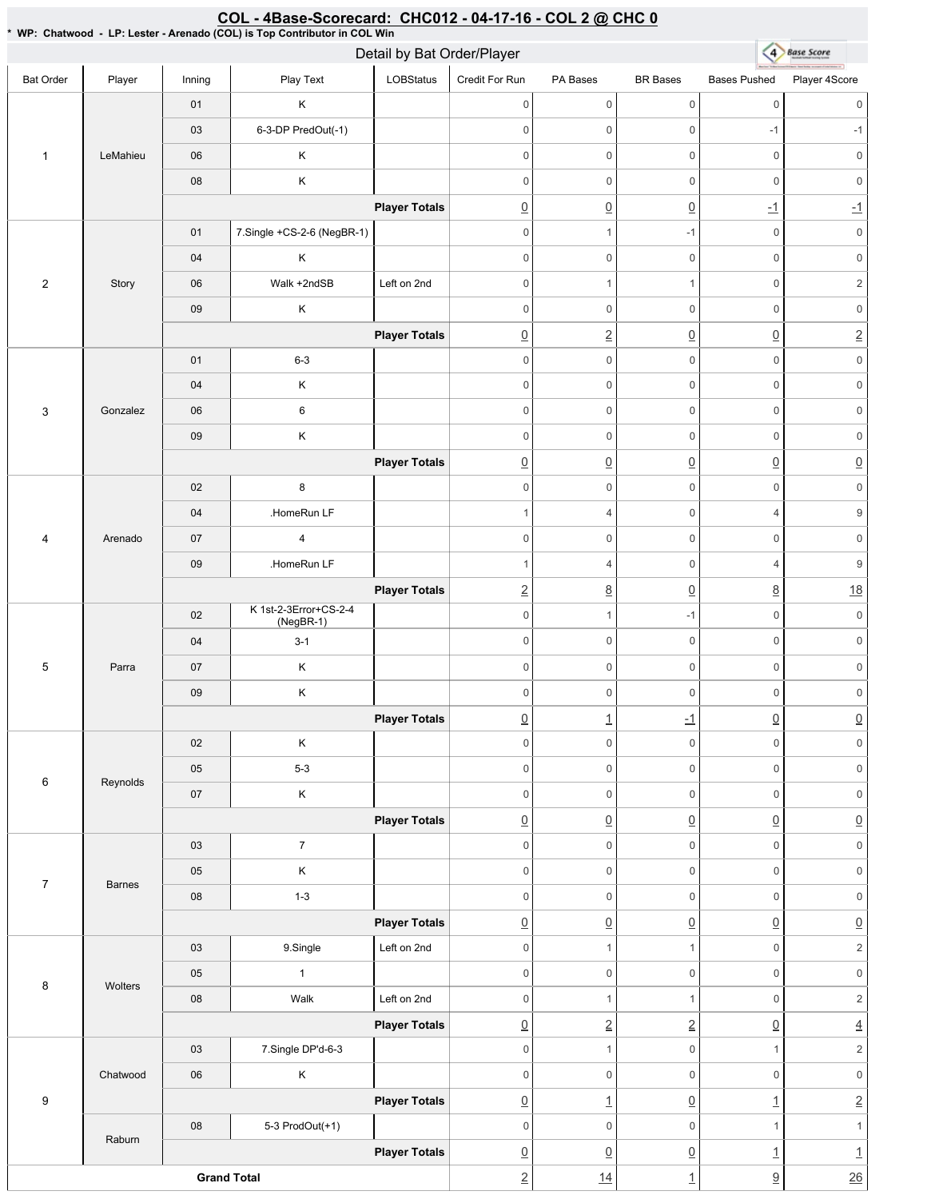# COL - 4Base-Scorecard: CHC012 - 04-17-16 - COL 2 @ CHC 0

* WP: Chatwood - LP: Lester - Arenado (COL) is Top Contributor in COL Win

## Detail by Bat Order/Player

| Bat Order | Player | Inning | Play Text | LOBStatus | Credit For Run | PA Bases | BR Bases | Bases Pushed | Player 4Score |
|---|---|---|---|---|---|---|---|---|---|
| 1 | LeMahieu | 01 | K | | 0 | 0 | 0 | 0 | 0 |
| | | 03 | 6-3-DP PredOut(-1) | | 0 | 0 | 0 | -1 | -1 |
| | | 06 | K | | 0 | 0 | 0 | 0 | 0 |
| | | 08 | K | | 0 | 0 | 0 | 0 | 0 |
| | | | | Player Totals | 0 | 0 | 0 | -1 | -1 |
| 2 | Story | 01 | 7.Single +CS-2-6 (NegBR-1) | | 0 | 1 | -1 | 0 | 0 |
| | | 04 | K | | 0 | 0 | 0 | 0 | 0 |
| | | 06 | Walk +2ndSB | Left on 2nd | 0 | 1 | 1 | 0 | 2 |
| | | 09 | K | | 0 | 0 | 0 | 0 | 0 |
| | | | | Player Totals | 0 | 2 | 0 | 0 | 2 |
| 3 | Gonzalez | 01 | 6-3 | | 0 | 0 | 0 | 0 | 0 |
| | | 04 | K | | 0 | 0 | 0 | 0 | 0 |
| | | 06 | 6 | | 0 | 0 | 0 | 0 | 0 |
| | | 09 | K | | 0 | 0 | 0 | 0 | 0 |
| | | | | Player Totals | 0 | 0 | 0 | 0 | 0 |
| 4 | Arenado | 02 | 8 | | 0 | 0 | 0 | 0 | 0 |
| | | 04 | .HomeRun LF | | 1 | 4 | 0 | 4 | 9 |
| | | 07 | 4 | | 0 | 0 | 0 | 0 | 0 |
| | | 09 | .HomeRun LF | | 1 | 4 | 0 | 4 | 9 |
| | | | | Player Totals | 2 | 8 | 0 | 8 | 18 |
| 5 | Parra | 02 | K 1st-2-3Error+CS-2-4 (NegBR-1) | | 0 | 1 | -1 | 0 | 0 |
| | | 04 | 3-1 | | 0 | 0 | 0 | 0 | 0 |
| | | 07 | K | | 0 | 0 | 0 | 0 | 0 |
| | | 09 | K | | 0 | 0 | 0 | 0 | 0 |
| | | | | Player Totals | 0 | 1 | -1 | 0 | 0 |
| 6 | Reynolds | 02 | K | | 0 | 0 | 0 | 0 | 0 |
| | | 05 | 5-3 | | 0 | 0 | 0 | 0 | 0 |
| | | 07 | K | | 0 | 0 | 0 | 0 | 0 |
| | | | | Player Totals | 0 | 0 | 0 | 0 | 0 |
| 7 | Barnes | 03 | 7 | | 0 | 0 | 0 | 0 | 0 |
| | | 05 | K | | 0 | 0 | 0 | 0 | 0 |
| | | 08 | 1-3 | | 0 | 0 | 0 | 0 | 0 |
| | | | | Player Totals | 0 | 0 | 0 | 0 | 0 |
| 8 | Wolters | 03 | 9.Single | Left on 2nd | 0 | 1 | 1 | 0 | 2 |
| | | 05 | 1 | | 0 | 0 | 0 | 0 | 0 |
| | | 08 | Walk | Left on 2nd | 0 | 1 | 1 | 0 | 2 |
| | | | | Player Totals | 0 | 2 | 2 | 0 | 4 |
| 9 | Chatwood | 03 | 7.Single DP'd-6-3 | | 0 | 1 | 0 | 1 | 2 |
| | | 06 | K | | 0 | 0 | 0 | 0 | 0 |
| | | | | Player Totals | 0 | 1 | 0 | 1 | 2 |
| | Raburn | 08 | 5-3 ProdOut(+1) | | 0 | 0 | 0 | 1 | 1 |
| | | | | Player Totals | 0 | 0 | 0 | 1 | 1 |
| Grand Total | | | | | 2 | 14 | 1 | 9 | 26 |